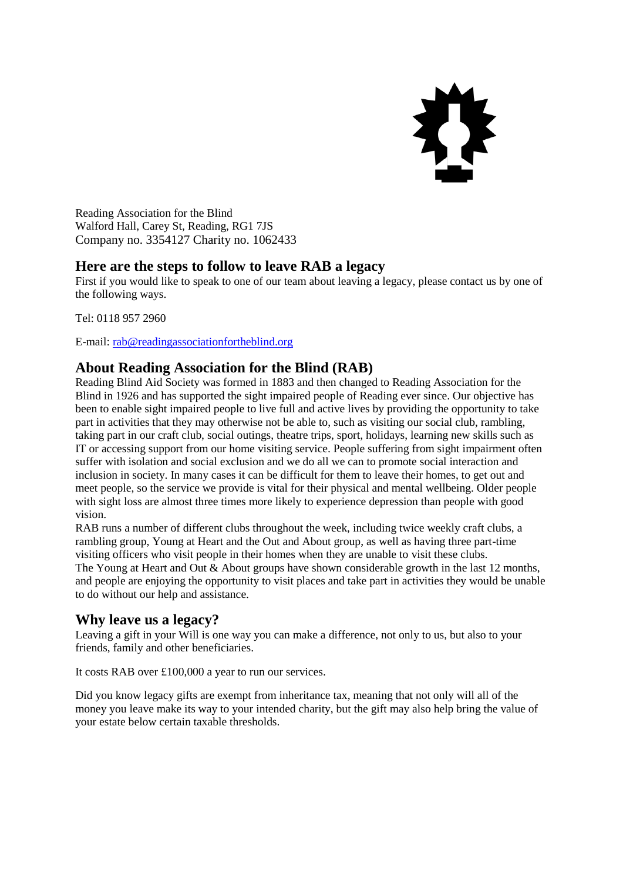Reading Association for the Blind
Walford Hall, Carey St, Reading, RG1 7JS
Company no. 3354127 Charity no. 1062433

## Here are the steps to follow to leave RAB a legacy

First if you would like to speak to one of our team about leaving a legacy, please contact us by one of the following ways.

Tel: 0118 957 2960

E-mail: rab@readingassociationfortheblind.org

## About Reading Association for the Blind (RAB)

Reading Blind Aid Society was formed in 1883 and then changed to Reading Association for the Blind in 1926 and has supported the sight impaired people of Reading ever since. Our objective has been to enable sight impaired people to live full and active lives by providing the opportunity to take part in activities that they may otherwise not be able to, such as visiting our social club, rambling, taking part in our craft club, social outings, theatre trips, sport, holidays, learning new skills such as IT or accessing support from our home visiting service. People suffering from sight impairment often suffer with isolation and social exclusion and we do all we can to promote social interaction and inclusion in society. In many cases it can be difficult for them to leave their homes, to get out and meet people, so the service we provide is vital for their physical and mental wellbeing. Older people with sight loss are almost three times more likely to experience depression than people with good vision.

RAB runs a number of different clubs throughout the week, including twice weekly craft clubs, a rambling group, Young at Heart and the Out and About group, as well as having three part-time visiting officers who visit people in their homes when they are unable to visit these clubs.

The Young at Heart and Out & About groups have shown considerable growth in the last 12 months, and people are enjoying the opportunity to visit places and take part in activities they would be unable to do without our help and assistance.

## Why leave us a legacy?

Leaving a gift in your Will is one way you can make a difference, not only to us, but also to your friends, family and other beneficiaries.

It costs RAB over £100,000 a year to run our services.

Did you know legacy gifts are exempt from inheritance tax, meaning that not only will all of the money you leave make its way to your intended charity, but the gift may also help bring the value of your estate below certain taxable thresholds.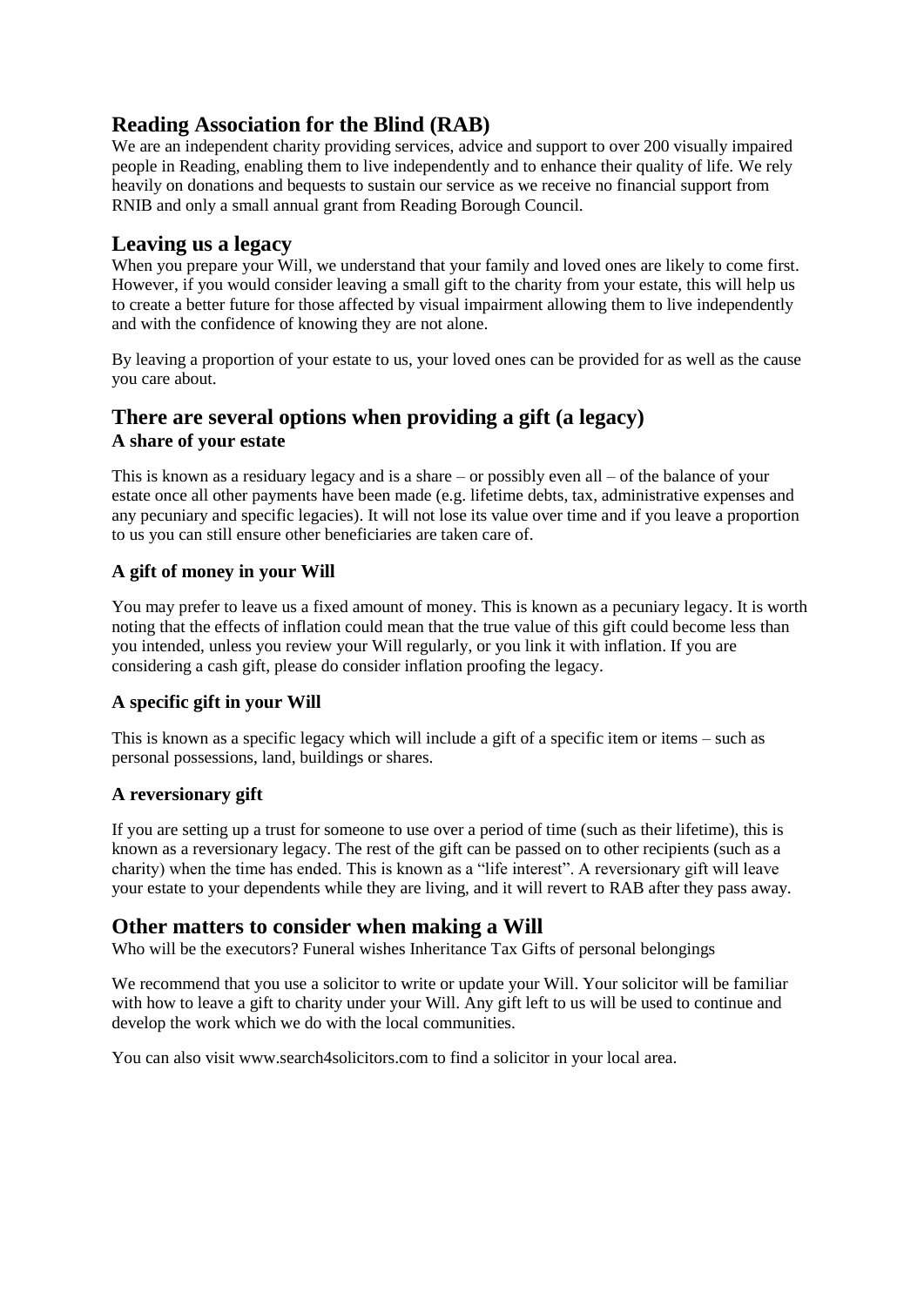## Reading Association for the Blind (RAB)

We are an independent charity providing services, advice and support to over 200 visually impaired people in Reading, enabling them to live independently and to enhance their quality of life. We rely heavily on donations and bequests to sustain our service as we receive no financial support from RNIB and only a small annual grant from Reading Borough Council.

## Leaving us a legacy

When you prepare your Will, we understand that your family and loved ones are likely to come first. However, if you would consider leaving a small gift to the charity from your estate, this will help us to create a better future for those affected by visual impairment allowing them to live independently and with the confidence of knowing they are not alone.

By leaving a proportion of your estate to us, your loved ones can be provided for as well as the cause you care about.

## There are several options when providing a gift (a legacy)

### A share of your estate

This is known as a residuary legacy and is a share – or possibly even all – of the balance of your estate once all other payments have been made (e.g. lifetime debts, tax, administrative expenses and any pecuniary and specific legacies). It will not lose its value over time and if you leave a proportion to us you can still ensure other beneficiaries are taken care of.

### A gift of money in your Will

You may prefer to leave us a fixed amount of money. This is known as a pecuniary legacy. It is worth noting that the effects of inflation could mean that the true value of this gift could become less than you intended, unless you review your Will regularly, or you link it with inflation. If you are considering a cash gift, please do consider inflation proofing the legacy.

### A specific gift in your Will

This is known as a specific legacy which will include a gift of a specific item or items – such as personal possessions, land, buildings or shares.

### A reversionary gift

If you are setting up a trust for someone to use over a period of time (such as their lifetime), this is known as a reversionary legacy. The rest of the gift can be passed on to other recipients (such as a charity) when the time has ended. This is known as a "life interest". A reversionary gift will leave your estate to your dependents while they are living, and it will revert to RAB after they pass away.

## Other matters to consider when making a Will

Who will be the executors? Funeral wishes Inheritance Tax Gifts of personal belongings

We recommend that you use a solicitor to write or update your Will. Your solicitor will be familiar with how to leave a gift to charity under your Will. Any gift left to us will be used to continue and develop the work which we do with the local communities.

You can also visit www.search4solicitors.com to find a solicitor in your local area.